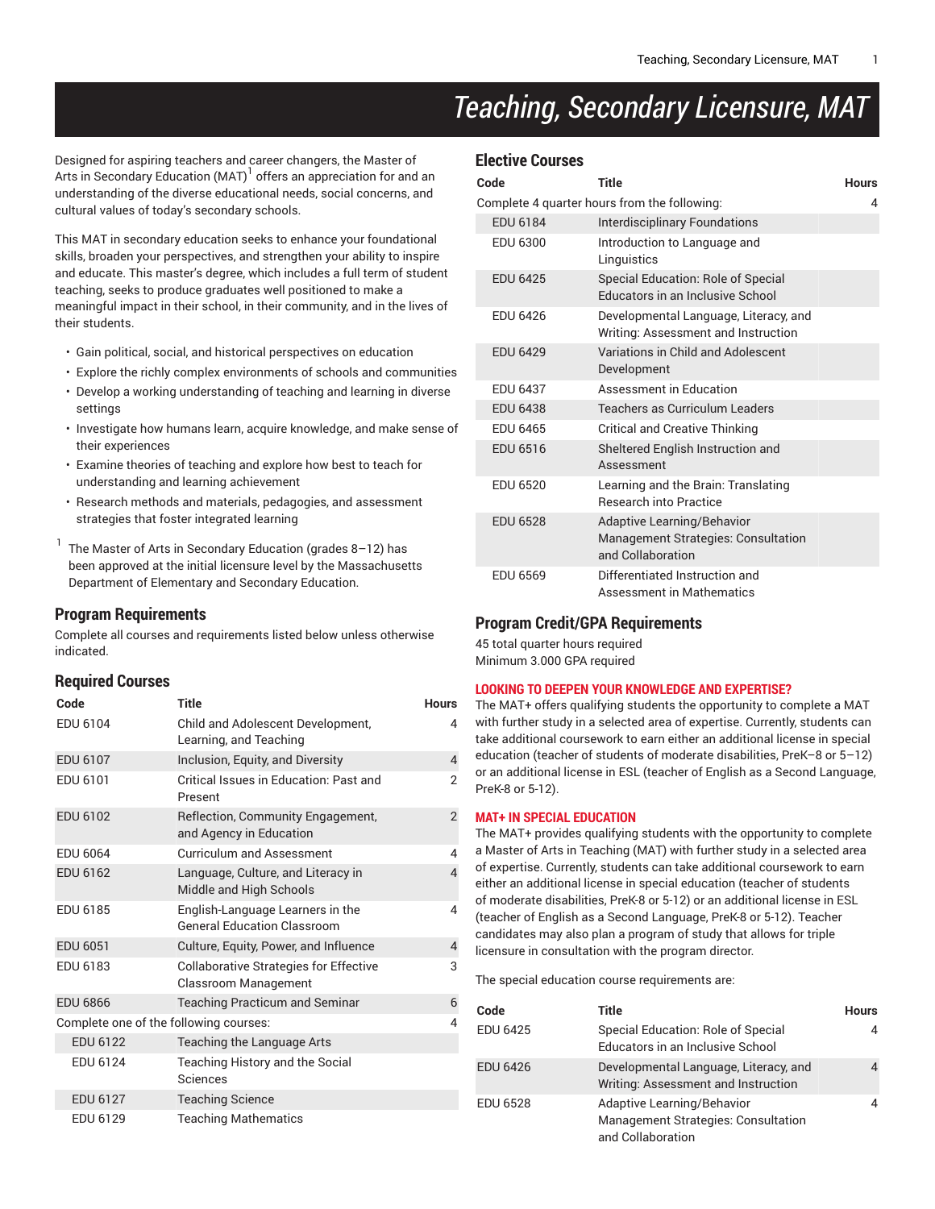# Teaching, Secondary Licensure, MAT

Designed for aspiring teachers and career changers, the Master of Arts in Secondary Education (MAT)[1] offers an appreciation for and an understanding of the diverse educational needs, social concerns, and cultural values of today's secondary schools.

This MAT in secondary education seeks to enhance your foundational skills, broaden your perspectives, and strengthen your ability to inspire and educate. This master's degree, which includes a full term of student teaching, seeks to produce graduates well positioned to make a meaningful impact in their school, in their community, and in the lives of their students.

- Gain political, social, and historical perspectives on education
- Explore the richly complex environments of schools and communities
- Develop a working understanding of teaching and learning in diverse settings
- Investigate how humans learn, acquire knowledge, and make sense of their experiences
- Examine theories of teaching and explore how best to teach for understanding and learning achievement
- Research methods and materials, pedagogies, and assessment strategies that foster integrated learning

[1] The Master of Arts in Secondary Education (grades 8–12) has been approved at the initial licensure level by the Massachusetts Department of Elementary and Secondary Education.

## Program Requirements

Complete all courses and requirements listed below unless otherwise indicated.

### Required Courses

| Code | Title | Hours |
|---|---|---|
| EDU 6104 | Child and Adolescent Development, Learning, and Teaching | 4 |
| EDU 6107 | Inclusion, Equity, and Diversity | 4 |
| EDU 6101 | Critical Issues in Education: Past and Present | 2 |
| EDU 6102 | Reflection, Community Engagement, and Agency in Education | 2 |
| EDU 6064 | Curriculum and Assessment | 4 |
| EDU 6162 | Language, Culture, and Literacy in Middle and High Schools | 4 |
| EDU 6185 | English-Language Learners in the General Education Classroom | 4 |
| EDU 6051 | Culture, Equity, Power, and Influence | 4 |
| EDU 6183 | Collaborative Strategies for Effective Classroom Management | 3 |
| EDU 6866 | Teaching Practicum and Seminar | 6 |
| Complete one of the following courses: | | 4 |
| EDU 6122 | Teaching the Language Arts | |
| EDU 6124 | Teaching History and the Social Sciences | |
| EDU 6127 | Teaching Science | |
| EDU 6129 | Teaching Mathematics | |

### Elective Courses

| Code | Title | Hours |
|---|---|---|
| Complete 4 quarter hours from the following: | | 4 |
| EDU 6184 | Interdisciplinary Foundations | |
| EDU 6300 | Introduction to Language and Linguistics | |
| EDU 6425 | Special Education: Role of Special Educators in an Inclusive School | |
| EDU 6426 | Developmental Language, Literacy, and Writing: Assessment and Instruction | |
| EDU 6429 | Variations in Child and Adolescent Development | |
| EDU 6437 | Assessment in Education | |
| EDU 6438 | Teachers as Curriculum Leaders | |
| EDU 6465 | Critical and Creative Thinking | |
| EDU 6516 | Sheltered English Instruction and Assessment | |
| EDU 6520 | Learning and the Brain: Translating Research into Practice | |
| EDU 6528 | Adaptive Learning/Behavior Management Strategies: Consultation and Collaboration | |
| EDU 6569 | Differentiated Instruction and Assessment in Mathematics | |

### Program Credit/GPA Requirements

45 total quarter hours required
Minimum 3.000 GPA required

**LOOKING TO DEEPEN YOUR KNOWLEDGE AND EXPERTISE?**

The MAT+ offers qualifying students the opportunity to complete a MAT with further study in a selected area of expertise. Currently, students can take additional coursework to earn either an additional license in special education (teacher of students of moderate disabilities, PreK–8 or 5–12) or an additional license in ESL (teacher of English as a Second Language, PreK-8 or 5-12).

**MAT+ IN SPECIAL EDUCATION**

The MAT+ provides qualifying students with the opportunity to complete a Master of Arts in Teaching (MAT) with further study in a selected area of expertise. Currently, students can take additional coursework to earn either an additional license in special education (teacher of students of moderate disabilities, PreK-8 or 5-12) or an additional license in ESL (teacher of English as a Second Language, PreK-8 or 5-12). Teacher candidates may also plan a program of study that allows for triple licensure in consultation with the program director.

The special education course requirements are:

| Code | Title | Hours |
|---|---|---|
| EDU 6425 | Special Education: Role of Special Educators in an Inclusive School | 4 |
| EDU 6426 | Developmental Language, Literacy, and Writing: Assessment and Instruction | 4 |
| EDU 6528 | Adaptive Learning/Behavior Management Strategies: Consultation and Collaboration | 4 |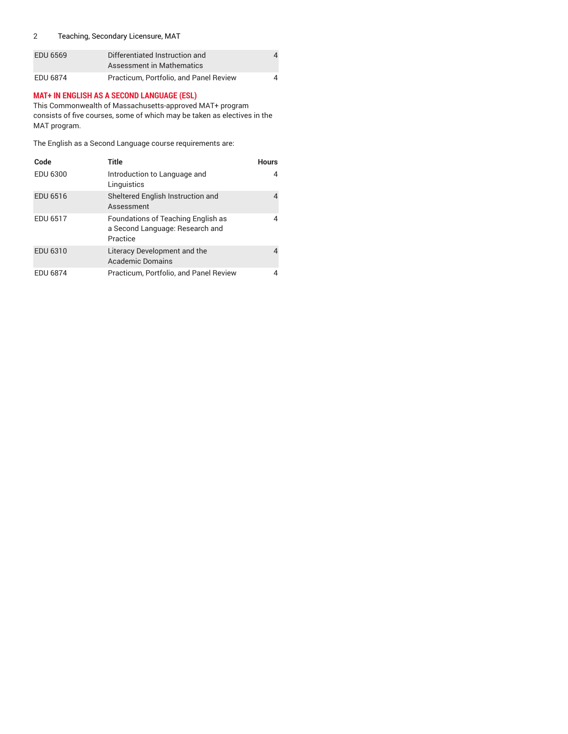| | | |
|---|---|---|
| EDU 6569 | Differentiated Instruction and Assessment in Mathematics | 4 |
| EDU 6874 | Practicum, Portfolio, and Panel Review | 4 |

## MAT+ IN ENGLISH AS A SECOND LANGUAGE (ESL)

This Commonwealth of Massachusetts-approved MAT+ program consists of five courses, some of which may be taken as electives in the MAT program.

The English as a Second Language course requirements are:

| Code | Title | Hours |
|---|---|---|
| EDU 6300 | Introduction to Language and Linguistics | 4 |
| EDU 6516 | Sheltered English Instruction and Assessment | 4 |
| EDU 6517 | Foundations of Teaching English as a Second Language: Research and Practice | 4 |
| EDU 6310 | Literacy Development and the Academic Domains | 4 |
| EDU 6874 | Practicum, Portfolio, and Panel Review | 4 |